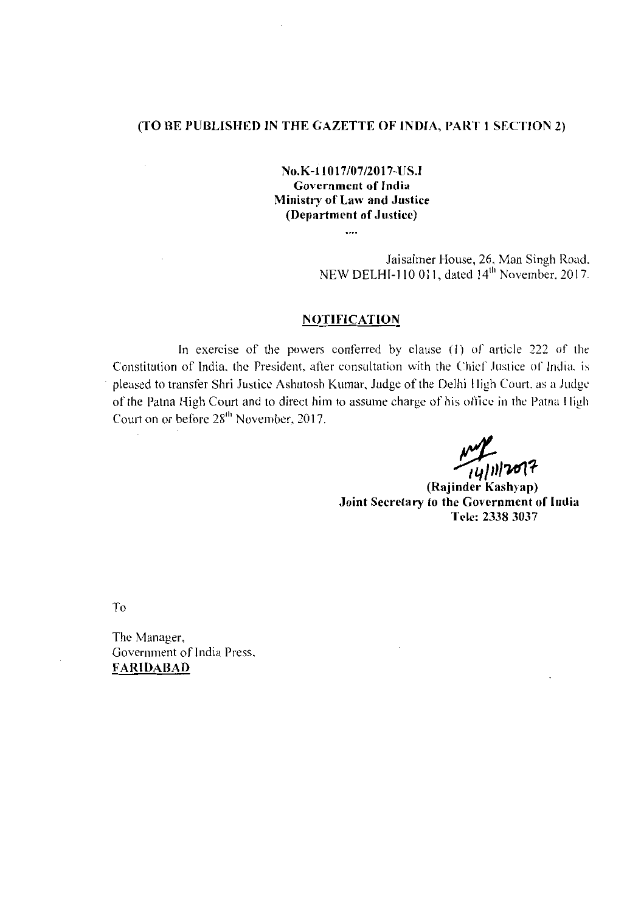**(TO BE PUBLISHED IN THE GAZETTE OF INDIA, PART 1 SECTION 2)**

**No.K-11017/07/2017-US.I**
**Government of India**
**Ministry of Law and Justice**
**(Department of Justice)**

....

Jaisalmer House, 26, Man Singh Road,
NEW DELHI-110 011, dated 14th November, 2017.

## NOTIFICATION

In exercise of the powers conferred by clause (1) of article 222 of the Constitution of India, the President, after consultation with the Chief Justice of India, is pleased to transfer Shri Justice Ashutosh Kumar, Judge of the Delhi High Court, as a Judge of the Patna High Court and to direct him to assume charge of his office in the Patna High Court on or before 28th November, 2017.

14/11/2017

**(Rajinder Kashyap)**
**Joint Secretary to the Government of India**
**Tele: 2338 3037**

To

The Manager,
Government of India Press,
**FARIDABAD**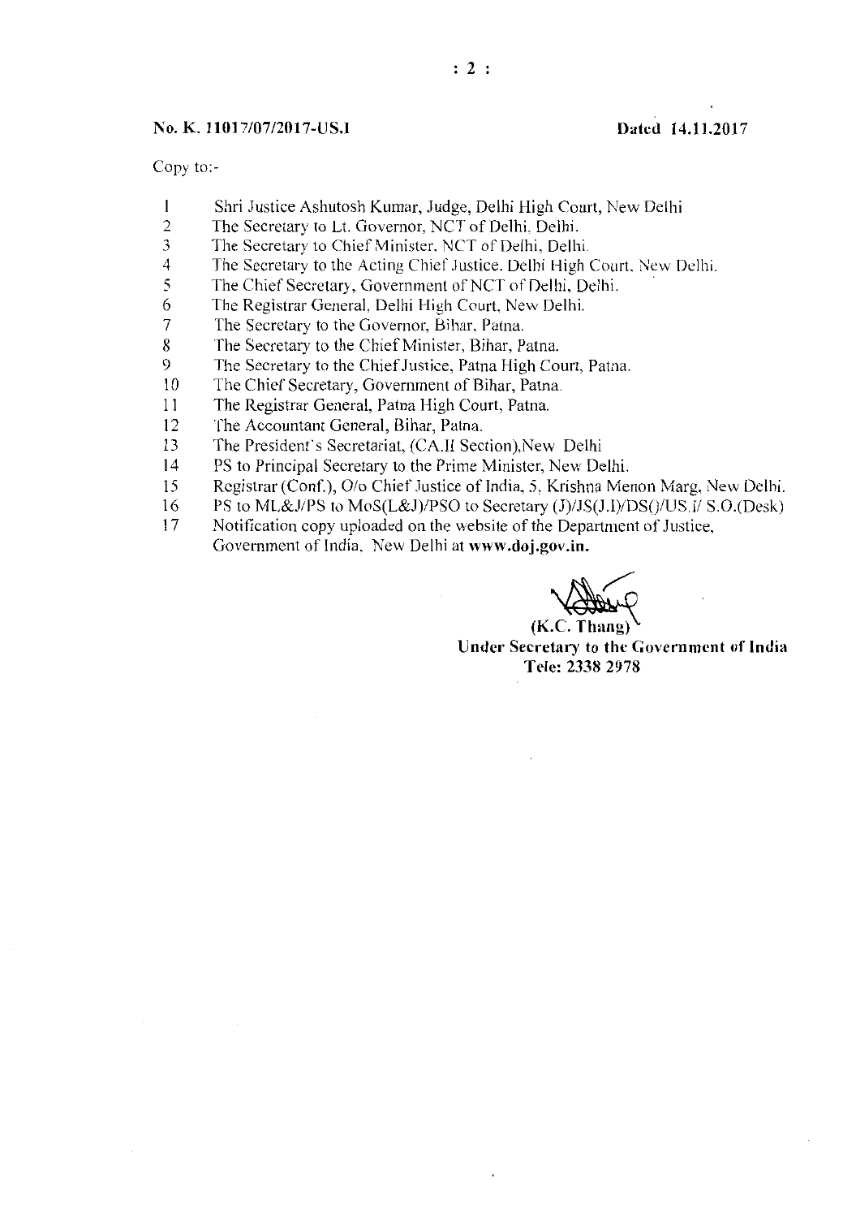**No. K. 11017/07/2017-US.I** **Dated 14.11.2017**

Copy to:-

1. Shri Justice Ashutosh Kumar, Judge, Delhi High Court, New Delhi
2. The Secretary to Lt. Governor, NCT of Delhi, Delhi.
3. The Secretary to Chief Minister, NCT of Delhi, Delhi.
4. The Secretary to the Acting Chief Justice, Delhi High Court, New Delhi.
5. The Chief Secretary, Government of NCT of Delhi, Delhi.
6. The Registrar General, Delhi High Court, New Delhi.
7. The Secretary to the Governor, Bihar, Patna.
8. The Secretary to the Chief Minister, Bihar, Patna.
9. The Secretary to the Chief Justice, Patna High Court, Patna.
10. The Chief Secretary, Government of Bihar, Patna.
11. The Registrar General, Patna High Court, Patna.
12. The Accountant General, Bihar, Patna.
13. The President's Secretariat, (CA.II Section),New Delhi
14. PS to Principal Secretary to the Prime Minister, New Delhi.
15. Registrar (Conf.), O/o Chief Justice of India, 5, Krishna Menon Marg, New Delhi.
16. PS to ML&J/PS to MoS(L&J)/PSO to Secretary (J)/JS(J.I)/DS()/US.I/ S.O.(Desk)
17. Notification copy uploaded on the website of the Department of Justice, Government of India, New Delhi at **www.doj.gov.in.**

**(K.C. Thang)**
**Under Secretary to the Government of India**
**Tele: 2338 2978**